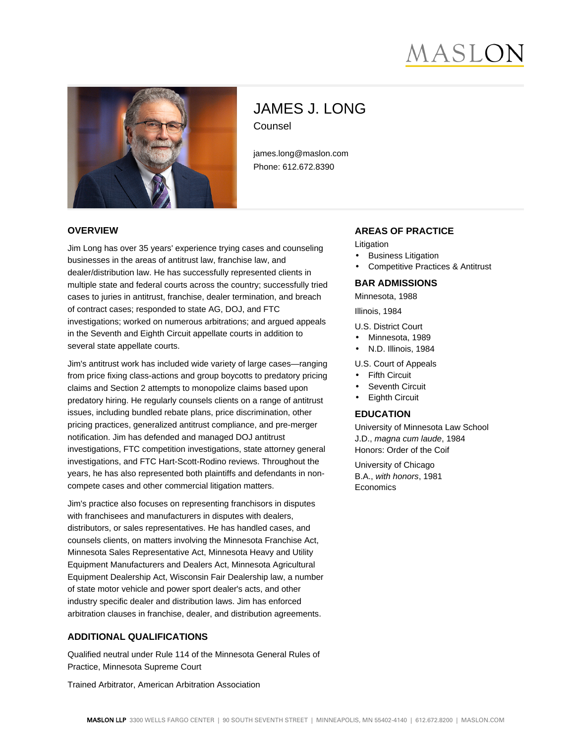# JAMES J. LONG

Counsel

james.long@maslon.com
Phone: 612.672.8390

## OVERVIEW

Jim Long has over 35 years' experience trying cases and counseling businesses in the areas of antitrust law, franchise law, and dealer/distribution law. He has successfully represented clients in multiple state and federal courts across the country; successfully tried cases to juries in antitrust, franchise, dealer termination, and breach of contract cases; responded to state AG, DOJ, and FTC investigations; worked on numerous arbitrations; and argued appeals in the Seventh and Eighth Circuit appellate courts in addition to several state appellate courts.

Jim's antitrust work has included wide variety of large cases—ranging from price fixing class-actions and group boycotts to predatory pricing claims and Section 2 attempts to monopolize claims based upon predatory hiring. He regularly counsels clients on a range of antitrust issues, including bundled rebate plans, price discrimination, other pricing practices, generalized antitrust compliance, and pre-merger notification. Jim has defended and managed DOJ antitrust investigations, FTC competition investigations, state attorney general investigations, and FTC Hart-Scott-Rodino reviews. Throughout the years, he has also represented both plaintiffs and defendants in non-compete cases and other commercial litigation matters.

Jim's practice also focuses on representing franchisors in disputes with franchisees and manufacturers in disputes with dealers, distributors, or sales representatives. He has handled cases, and counsels clients, on matters involving the Minnesota Franchise Act, Minnesota Sales Representative Act, Minnesota Heavy and Utility Equipment Manufacturers and Dealers Act, Minnesota Agricultural Equipment Dealership Act, Wisconsin Fair Dealership law, a number of state motor vehicle and power sport dealer's acts, and other industry specific dealer and distribution laws. Jim has enforced arbitration clauses in franchise, dealer, and distribution agreements.

## ADDITIONAL QUALIFICATIONS

Qualified neutral under Rule 114 of the Minnesota General Rules of Practice, Minnesota Supreme Court

Trained Arbitrator, American Arbitration Association

## AREAS OF PRACTICE

Litigation

- Business Litigation
- Competitive Practices & Antitrust

## BAR ADMISSIONS

Minnesota, 1988

Illinois, 1984

U.S. District Court

- Minnesota, 1989
- N.D. Illinois, 1984

U.S. Court of Appeals

- Fifth Circuit
- Seventh Circuit
- Eighth Circuit

## EDUCATION

University of Minnesota Law School
J.D., *magna cum laude*, 1984
Honors: Order of the Coif

University of Chicago
B.A., *with honors*, 1981
Economics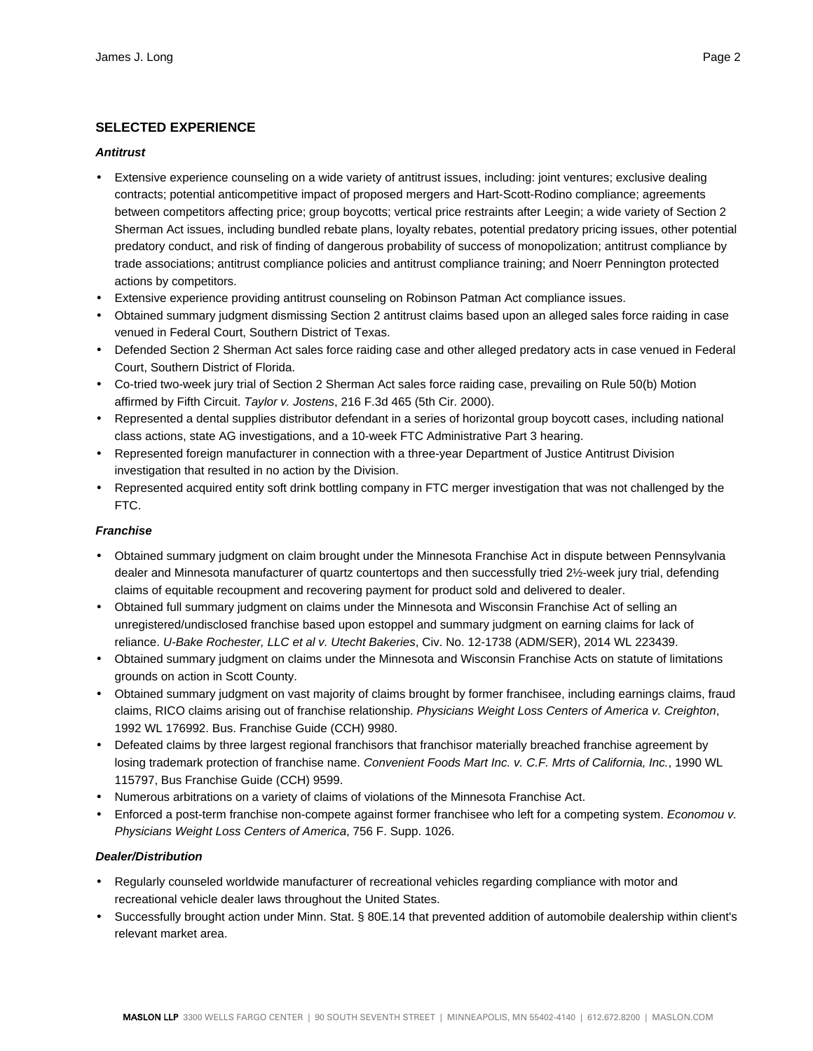## SELECTED EXPERIENCE

### *Antitrust*

- Extensive experience counseling on a wide variety of antitrust issues, including: joint ventures; exclusive dealing contracts; potential anticompetitive impact of proposed mergers and Hart-Scott-Rodino compliance; agreements between competitors affecting price; group boycotts; vertical price restraints after Leegin; a wide variety of Section 2 Sherman Act issues, including bundled rebate plans, loyalty rebates, potential predatory pricing issues, other potential predatory conduct, and risk of finding of dangerous probability of success of monopolization; antitrust compliance by trade associations; antitrust compliance policies and antitrust compliance training; and Noerr Pennington protected actions by competitors.
- Extensive experience providing antitrust counseling on Robinson Patman Act compliance issues.
- Obtained summary judgment dismissing Section 2 antitrust claims based upon an alleged sales force raiding in case venued in Federal Court, Southern District of Texas.
- Defended Section 2 Sherman Act sales force raiding case and other alleged predatory acts in case venued in Federal Court, Southern District of Florida.
- Co-tried two-week jury trial of Section 2 Sherman Act sales force raiding case, prevailing on Rule 50(b) Motion affirmed by Fifth Circuit. *Taylor v. Jostens*, 216 F.3d 465 (5th Cir. 2000).
- Represented a dental supplies distributor defendant in a series of horizontal group boycott cases, including national class actions, state AG investigations, and a 10-week FTC Administrative Part 3 hearing.
- Represented foreign manufacturer in connection with a three-year Department of Justice Antitrust Division investigation that resulted in no action by the Division.
- Represented acquired entity soft drink bottling company in FTC merger investigation that was not challenged by the FTC.

### *Franchise*

- Obtained summary judgment on claim brought under the Minnesota Franchise Act in dispute between Pennsylvania dealer and Minnesota manufacturer of quartz countertops and then successfully tried 2½-week jury trial, defending claims of equitable recoupment and recovering payment for product sold and delivered to dealer.
- Obtained full summary judgment on claims under the Minnesota and Wisconsin Franchise Act of selling an unregistered/undisclosed franchise based upon estoppel and summary judgment on earning claims for lack of reliance. *U-Bake Rochester, LLC et al v. Utecht Bakeries*, Civ. No. 12-1738 (ADM/SER), 2014 WL 223439.
- Obtained summary judgment on claims under the Minnesota and Wisconsin Franchise Acts on statute of limitations grounds on action in Scott County.
- Obtained summary judgment on vast majority of claims brought by former franchisee, including earnings claims, fraud claims, RICO claims arising out of franchise relationship. *Physicians Weight Loss Centers of America v. Creighton*, 1992 WL 176992. Bus. Franchise Guide (CCH) 9980.
- Defeated claims by three largest regional franchisors that franchisor materially breached franchise agreement by losing trademark protection of franchise name. *Convenient Foods Mart Inc. v. C.F. Mrts of California, Inc.*, 1990 WL 115797, Bus Franchise Guide (CCH) 9599.
- Numerous arbitrations on a variety of claims of violations of the Minnesota Franchise Act.
- Enforced a post-term franchise non-compete against former franchisee who left for a competing system. *Economou v. Physicians Weight Loss Centers of America*, 756 F. Supp. 1026.

### *Dealer/Distribution*

- Regularly counseled worldwide manufacturer of recreational vehicles regarding compliance with motor and recreational vehicle dealer laws throughout the United States.
- Successfully brought action under Minn. Stat. § 80E.14 that prevented addition of automobile dealership within client's relevant market area.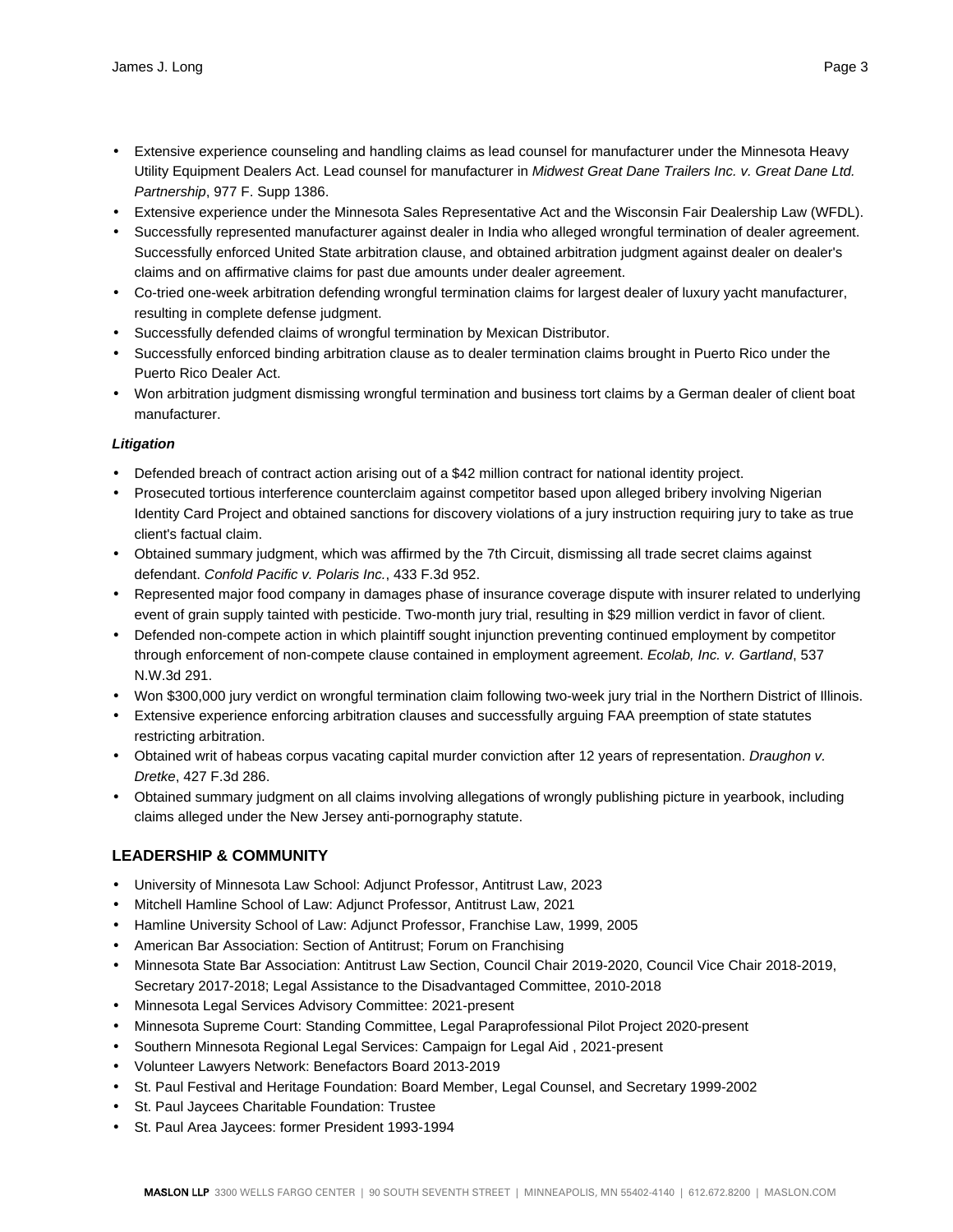- Extensive experience counseling and handling claims as lead counsel for manufacturer under the Minnesota Heavy Utility Equipment Dealers Act. Lead counsel for manufacturer in *Midwest Great Dane Trailers Inc. v. Great Dane Ltd. Partnership*, 977 F. Supp 1386.
- Extensive experience under the Minnesota Sales Representative Act and the Wisconsin Fair Dealership Law (WFDL).
- Successfully represented manufacturer against dealer in India who alleged wrongful termination of dealer agreement. Successfully enforced United State arbitration clause, and obtained arbitration judgment against dealer on dealer's claims and on affirmative claims for past due amounts under dealer agreement.
- Co-tried one-week arbitration defending wrongful termination claims for largest dealer of luxury yacht manufacturer, resulting in complete defense judgment.
- Successfully defended claims of wrongful termination by Mexican Distributor.
- Successfully enforced binding arbitration clause as to dealer termination claims brought in Puerto Rico under the Puerto Rico Dealer Act.
- Won arbitration judgment dismissing wrongful termination and business tort claims by a German dealer of client boat manufacturer.

***Litigation***

- Defended breach of contract action arising out of a $42 million contract for national identity project.
- Prosecuted tortious interference counterclaim against competitor based upon alleged bribery involving Nigerian Identity Card Project and obtained sanctions for discovery violations of a jury instruction requiring jury to take as true client's factual claim.
- Obtained summary judgment, which was affirmed by the 7th Circuit, dismissing all trade secret claims against defendant. *Confold Pacific v. Polaris Inc.*, 433 F.3d 952.
- Represented major food company in damages phase of insurance coverage dispute with insurer related to underlying event of grain supply tainted with pesticide. Two-month jury trial, resulting in $29 million verdict in favor of client.
- Defended non-compete action in which plaintiff sought injunction preventing continued employment by competitor through enforcement of non-compete clause contained in employment agreement. *Ecolab, Inc. v. Gartland*, 537 N.W.3d 291.
- Won $300,000 jury verdict on wrongful termination claim following two-week jury trial in the Northern District of Illinois.
- Extensive experience enforcing arbitration clauses and successfully arguing FAA preemption of state statutes restricting arbitration.
- Obtained writ of habeas corpus vacating capital murder conviction after 12 years of representation. *Draughon v. Dretke*, 427 F.3d 286.
- Obtained summary judgment on all claims involving allegations of wrongly publishing picture in yearbook, including claims alleged under the New Jersey anti-pornography statute.

## LEADERSHIP & COMMUNITY

- University of Minnesota Law School: Adjunct Professor, Antitrust Law, 2023
- Mitchell Hamline School of Law: Adjunct Professor, Antitrust Law, 2021
- Hamline University School of Law: Adjunct Professor, Franchise Law, 1999, 2005
- American Bar Association: Section of Antitrust; Forum on Franchising
- Minnesota State Bar Association: Antitrust Law Section, Council Chair 2019-2020, Council Vice Chair 2018-2019, Secretary 2017-2018; Legal Assistance to the Disadvantaged Committee, 2010-2018
- Minnesota Legal Services Advisory Committee: 2021-present
- Minnesota Supreme Court: Standing Committee, Legal Paraprofessional Pilot Project 2020-present
- Southern Minnesota Regional Legal Services: Campaign for Legal Aid , 2021-present
- Volunteer Lawyers Network: Benefactors Board 2013-2019
- St. Paul Festival and Heritage Foundation: Board Member, Legal Counsel, and Secretary 1999-2002
- St. Paul Jaycees Charitable Foundation: Trustee
- St. Paul Area Jaycees: former President 1993-1994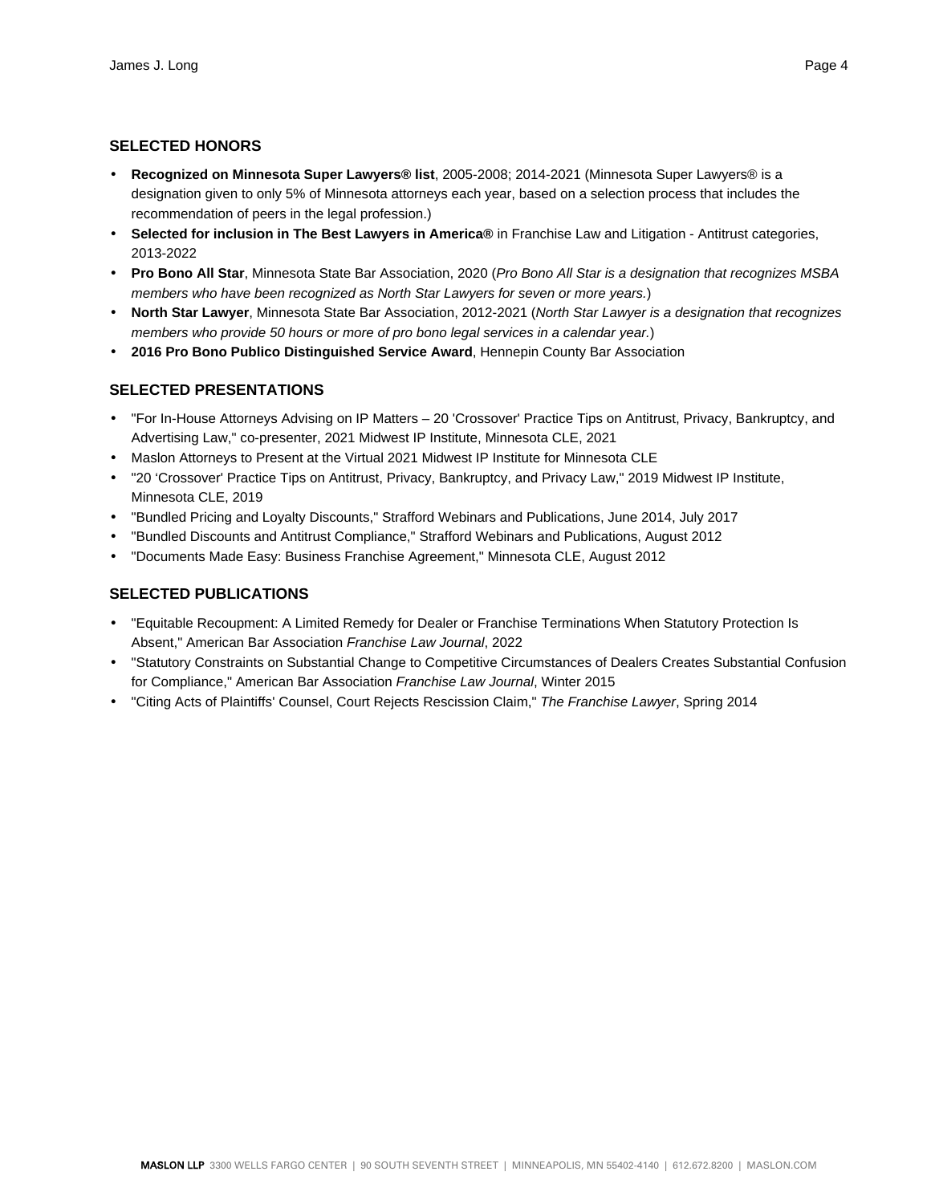## SELECTED HONORS

- **Recognized on Minnesota Super Lawyers® list**, 2005-2008; 2014-2021 (Minnesota Super Lawyers® is a designation given to only 5% of Minnesota attorneys each year, based on a selection process that includes the recommendation of peers in the legal profession.)
- **Selected for inclusion in The Best Lawyers in America®** in Franchise Law and Litigation - Antitrust categories, 2013-2022
- **Pro Bono All Star**, Minnesota State Bar Association, 2020 (*Pro Bono All Star is a designation that recognizes MSBA members who have been recognized as North Star Lawyers for seven or more years.*)
- **North Star Lawyer**, Minnesota State Bar Association, 2012-2021 (*North Star Lawyer is a designation that recognizes members who provide 50 hours or more of pro bono legal services in a calendar year.*)
- **2016 Pro Bono Publico Distinguished Service Award**, Hennepin County Bar Association

## SELECTED PRESENTATIONS

- "For In-House Attorneys Advising on IP Matters – 20 'Crossover' Practice Tips on Antitrust, Privacy, Bankruptcy, and Advertising Law," co-presenter, 2021 Midwest IP Institute, Minnesota CLE, 2021
- Maslon Attorneys to Present at the Virtual 2021 Midwest IP Institute for Minnesota CLE
- "20 'Crossover' Practice Tips on Antitrust, Privacy, Bankruptcy, and Privacy Law," 2019 Midwest IP Institute, Minnesota CLE, 2019
- "Bundled Pricing and Loyalty Discounts," Strafford Webinars and Publications, June 2014, July 2017
- "Bundled Discounts and Antitrust Compliance," Strafford Webinars and Publications, August 2012
- "Documents Made Easy: Business Franchise Agreement," Minnesota CLE, August 2012

## SELECTED PUBLICATIONS

- "Equitable Recoupment: A Limited Remedy for Dealer or Franchise Terminations When Statutory Protection Is Absent," American Bar Association *Franchise Law Journal*, 2022
- "Statutory Constraints on Substantial Change to Competitive Circumstances of Dealers Creates Substantial Confusion for Compliance," American Bar Association *Franchise Law Journal*, Winter 2015
- "Citing Acts of Plaintiffs' Counsel, Court Rejects Rescission Claim," *The Franchise Lawyer*, Spring 2014

**MASLON LLP** 3300 WELLS FARGO CENTER | 90 SOUTH SEVENTH STREET | MINNEAPOLIS, MN 55402-4140 | 612.672.8200 | MASLON.COM